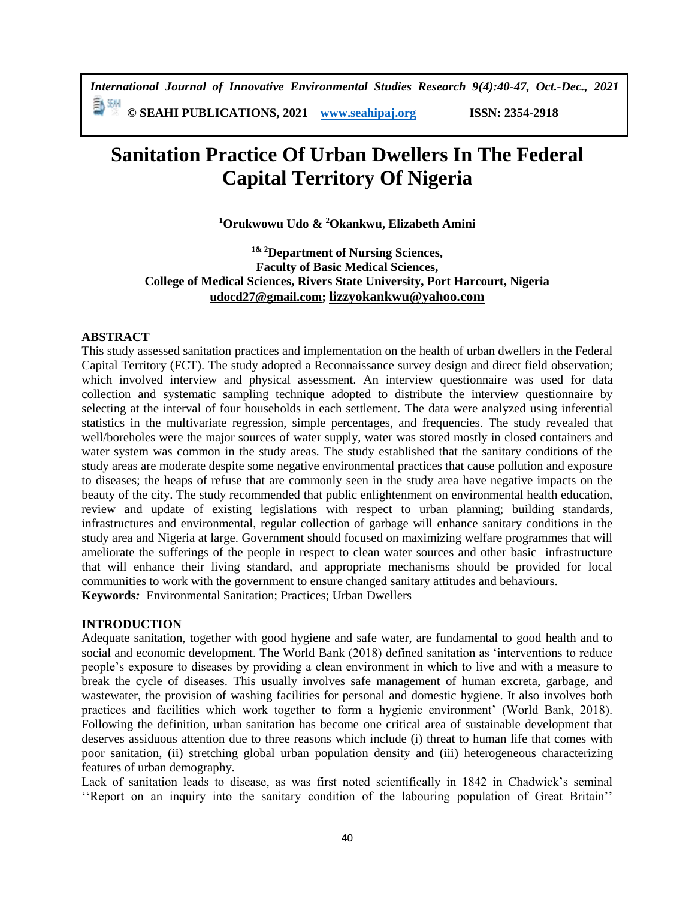# Sanitation Practice Of Urban Dwellers In The Federal Capital Territory Of Nigeria

**[1]Orukwowu Udo & [2]Okankwu, Elizabeth Amini**

**[1& 2]Department of Nursing Sciences,**
**Faculty of Basic Medical Sciences,**
**College of Medical Sciences, Rivers State University, Port Harcourt, Nigeria**
**udocd27@gmail.com; lizzyokankwu@yahoo.com**

## ABSTRACT

This study assessed sanitation practices and implementation on the health of urban dwellers in the Federal Capital Territory (FCT). The study adopted a Reconnaissance survey design and direct field observation; which involved interview and physical assessment. An interview questionnaire was used for data collection and systematic sampling technique adopted to distribute the interview questionnaire by selecting at the interval of four households in each settlement. The data were analyzed using inferential statistics in the multivariate regression, simple percentages, and frequencies. The study revealed that well/boreholes were the major sources of water supply, water was stored mostly in closed containers and water system was common in the study areas. The study established that the sanitary conditions of the study areas are moderate despite some negative environmental practices that cause pollution and exposure to diseases; the heaps of refuse that are commonly seen in the study area have negative impacts on the beauty of the city. The study recommended that public enlightenment on environmental health education, review and update of existing legislations with respect to urban planning; building standards, infrastructures and environmental, regular collection of garbage will enhance sanitary conditions in the study area and Nigeria at large. Government should focused on maximizing welfare programmes that will ameliorate the sufferings of the people in respect to clean water sources and other basic infrastructure that will enhance their living standard, and appropriate mechanisms should be provided for local communities to work with the government to ensure changed sanitary attitudes and behaviours.

**Keywords*:*** Environmental Sanitation; Practices; Urban Dwellers

## INTRODUCTION

Adequate sanitation, together with good hygiene and safe water, are fundamental to good health and to social and economic development. The World Bank (2018) defined sanitation as 'interventions to reduce people's exposure to diseases by providing a clean environment in which to live and with a measure to break the cycle of diseases. This usually involves safe management of human excreta, garbage, and wastewater, the provision of washing facilities for personal and domestic hygiene. It also involves both practices and facilities which work together to form a hygienic environment' (World Bank, 2018). Following the definition, urban sanitation has become one critical area of sustainable development that deserves assiduous attention due to three reasons which include (i) threat to human life that comes with poor sanitation, (ii) stretching global urban population density and (iii) heterogeneous characterizing features of urban demography.

Lack of sanitation leads to disease, as was first noted scientifically in 1842 in Chadwick's seminal ''Report on an inquiry into the sanitary condition of the labouring population of Great Britain''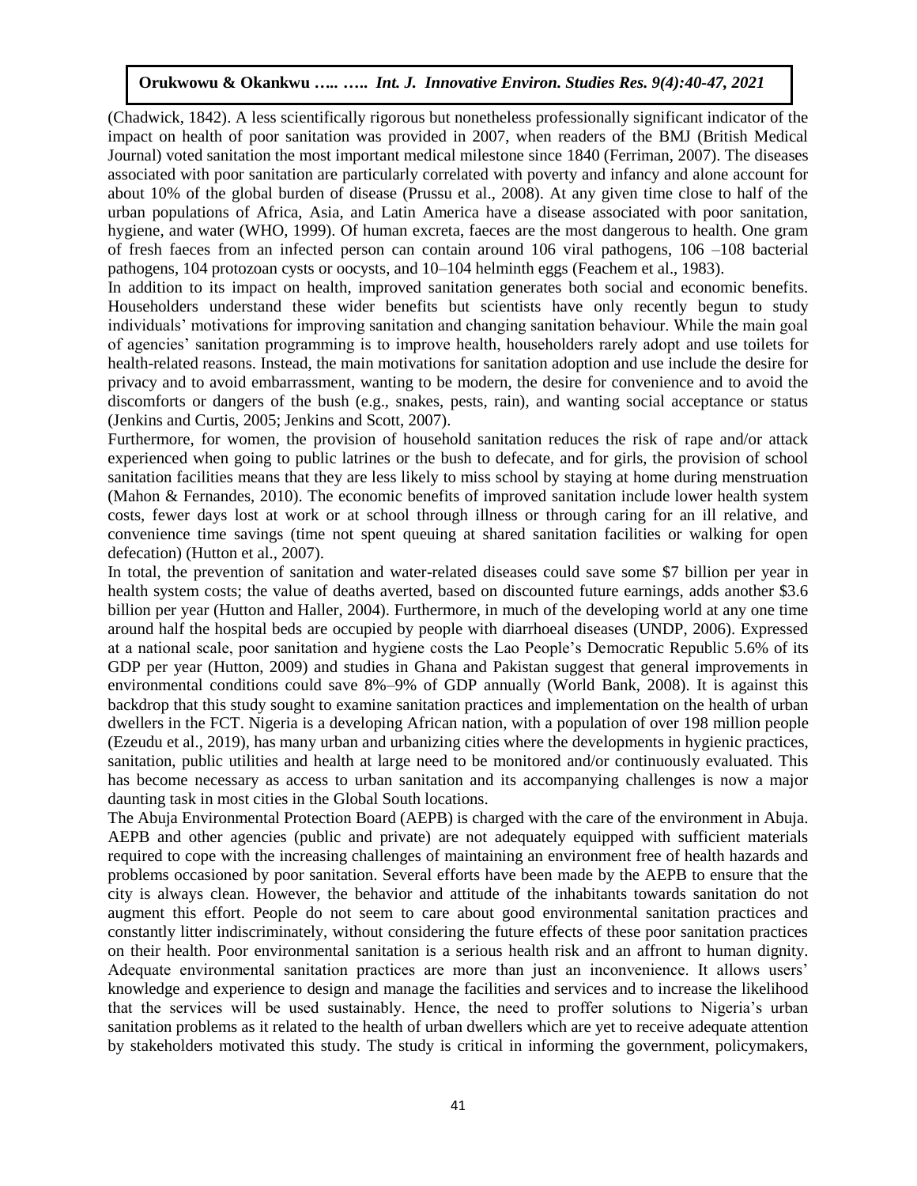(Chadwick, 1842). A less scientifically rigorous but nonetheless professionally significant indicator of the impact on health of poor sanitation was provided in 2007, when readers of the BMJ (British Medical Journal) voted sanitation the most important medical milestone since 1840 (Ferriman, 2007). The diseases associated with poor sanitation are particularly correlated with poverty and infancy and alone account for about 10% of the global burden of disease (Prussu et al., 2008). At any given time close to half of the urban populations of Africa, Asia, and Latin America have a disease associated with poor sanitation, hygiene, and water (WHO, 1999). Of human excreta, faeces are the most dangerous to health. One gram of fresh faeces from an infected person can contain around 106 viral pathogens, 106 –108 bacterial pathogens, 104 protozoan cysts or oocysts, and 10–104 helminth eggs (Feachem et al., 1983).

In addition to its impact on health, improved sanitation generates both social and economic benefits. Householders understand these wider benefits but scientists have only recently begun to study individuals' motivations for improving sanitation and changing sanitation behaviour. While the main goal of agencies' sanitation programming is to improve health, householders rarely adopt and use toilets for health-related reasons. Instead, the main motivations for sanitation adoption and use include the desire for privacy and to avoid embarrassment, wanting to be modern, the desire for convenience and to avoid the discomforts or dangers of the bush (e.g., snakes, pests, rain), and wanting social acceptance or status (Jenkins and Curtis, 2005; Jenkins and Scott, 2007).

Furthermore, for women, the provision of household sanitation reduces the risk of rape and/or attack experienced when going to public latrines or the bush to defecate, and for girls, the provision of school sanitation facilities means that they are less likely to miss school by staying at home during menstruation (Mahon & Fernandes, 2010). The economic benefits of improved sanitation include lower health system costs, fewer days lost at work or at school through illness or through caring for an ill relative, and convenience time savings (time not spent queuing at shared sanitation facilities or walking for open defecation) (Hutton et al., 2007).

In total, the prevention of sanitation and water-related diseases could save some $7 billion per year in health system costs; the value of deaths averted, based on discounted future earnings, adds another $3.6 billion per year (Hutton and Haller, 2004). Furthermore, in much of the developing world at any one time around half the hospital beds are occupied by people with diarrhoeal diseases (UNDP, 2006). Expressed at a national scale, poor sanitation and hygiene costs the Lao People's Democratic Republic 5.6% of its GDP per year (Hutton, 2009) and studies in Ghana and Pakistan suggest that general improvements in environmental conditions could save 8%–9% of GDP annually (World Bank, 2008). It is against this backdrop that this study sought to examine sanitation practices and implementation on the health of urban dwellers in the FCT. Nigeria is a developing African nation, with a population of over 198 million people (Ezeudu et al., 2019), has many urban and urbanizing cities where the developments in hygienic practices, sanitation, public utilities and health at large need to be monitored and/or continuously evaluated. This has become necessary as access to urban sanitation and its accompanying challenges is now a major daunting task in most cities in the Global South locations.

The Abuja Environmental Protection Board (AEPB) is charged with the care of the environment in Abuja. AEPB and other agencies (public and private) are not adequately equipped with sufficient materials required to cope with the increasing challenges of maintaining an environment free of health hazards and problems occasioned by poor sanitation. Several efforts have been made by the AEPB to ensure that the city is always clean. However, the behavior and attitude of the inhabitants towards sanitation do not augment this effort. People do not seem to care about good environmental sanitation practices and constantly litter indiscriminately, without considering the future effects of these poor sanitation practices on their health. Poor environmental sanitation is a serious health risk and an affront to human dignity. Adequate environmental sanitation practices are more than just an inconvenience. It allows users' knowledge and experience to design and manage the facilities and services and to increase the likelihood that the services will be used sustainably. Hence, the need to proffer solutions to Nigeria's urban sanitation problems as it related to the health of urban dwellers which are yet to receive adequate attention by stakeholders motivated this study. The study is critical in informing the government, policymakers,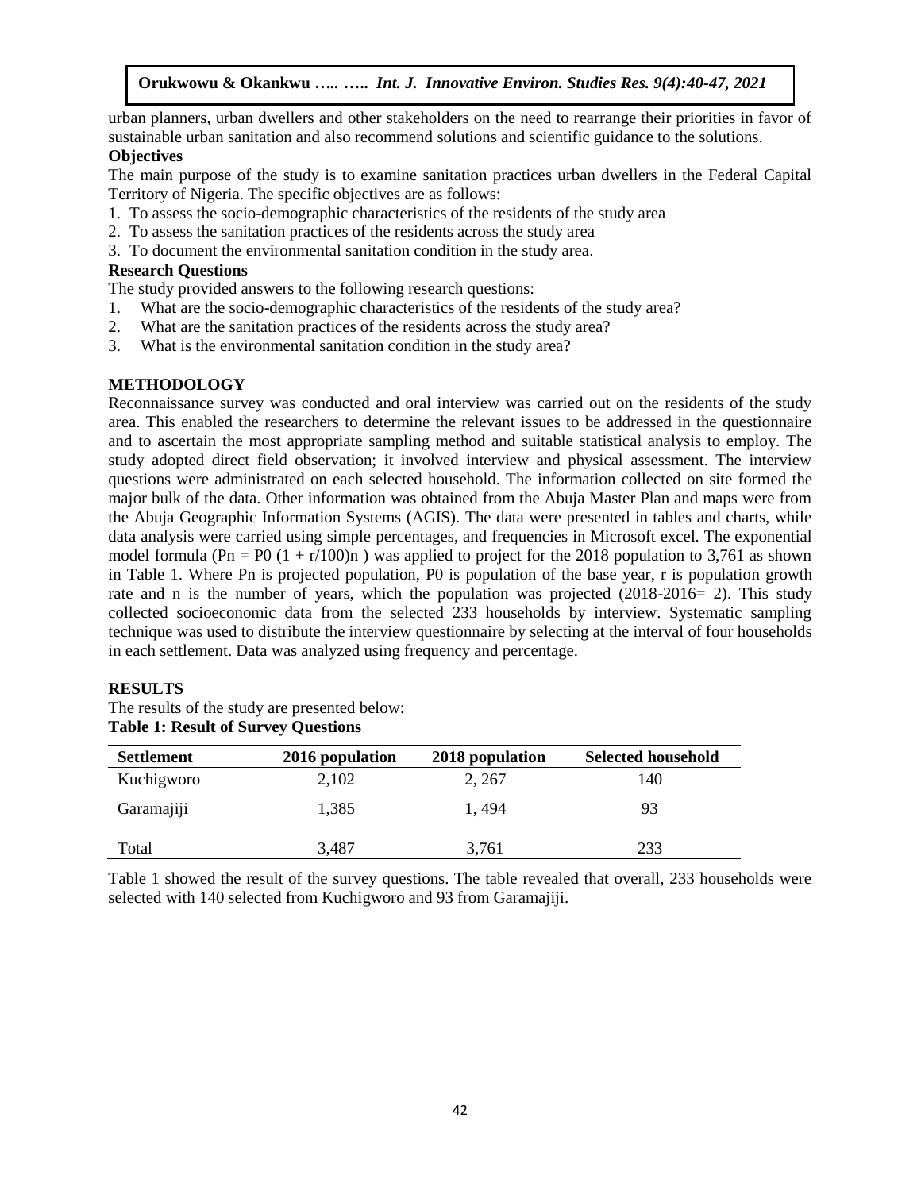urban planners, urban dwellers and other stakeholders on the need to rearrange their priorities in favor of sustainable urban sanitation and also recommend solutions and scientific guidance to the solutions.

**Objectives**

The main purpose of the study is to examine sanitation practices urban dwellers in the Federal Capital Territory of Nigeria. The specific objectives are as follows:

1. To assess the socio-demographic characteristics of the residents of the study area
2. To assess the sanitation practices of the residents across the study area
3. To document the environmental sanitation condition in the study area.

**Research Questions**

The study provided answers to the following research questions:

1. What are the socio-demographic characteristics of the residents of the study area?
2. What are the sanitation practices of the residents across the study area?
3. What is the environmental sanitation condition in the study area?

## METHODOLOGY

Reconnaissance survey was conducted and oral interview was carried out on the residents of the study area. This enabled the researchers to determine the relevant issues to be addressed in the questionnaire and to ascertain the most appropriate sampling method and suitable statistical analysis to employ. The study adopted direct field observation; it involved interview and physical assessment. The interview questions were administrated on each selected household. The information collected on site formed the major bulk of the data. Other information was obtained from the Abuja Master Plan and maps were from the Abuja Geographic Information Systems (AGIS). The data were presented in tables and charts, while data analysis were carried using simple percentages, and frequencies in Microsoft excel. The exponential model formula ($Pn = P0 (1 + r/100)n$ ) was applied to project for the 2018 population to 3,761 as shown in Table 1. Where Pn is projected population, P0 is population of the base year, r is population growth rate and n is the number of years, which the population was projected (2018-2016= 2). This study collected socioeconomic data from the selected 233 households by interview. Systematic sampling technique was used to distribute the interview questionnaire by selecting at the interval of four households in each settlement. Data was analyzed using frequency and percentage.

## RESULTS

The results of the study are presented below:

**Table 1: Result of Survey Questions**

| Settlement | 2016 population | 2018 population | Selected household |
|---|---|---|---|
| Kuchigworo | 2,102 | 2, 267 | 140 |
| Garamajiji | 1,385 | 1, 494 | 93 |
| Total | 3,487 | 3,761 | 233 |

Table 1 showed the result of the survey questions. The table revealed that overall, 233 households were selected with 140 selected from Kuchigworo and 93 from Garamajiji.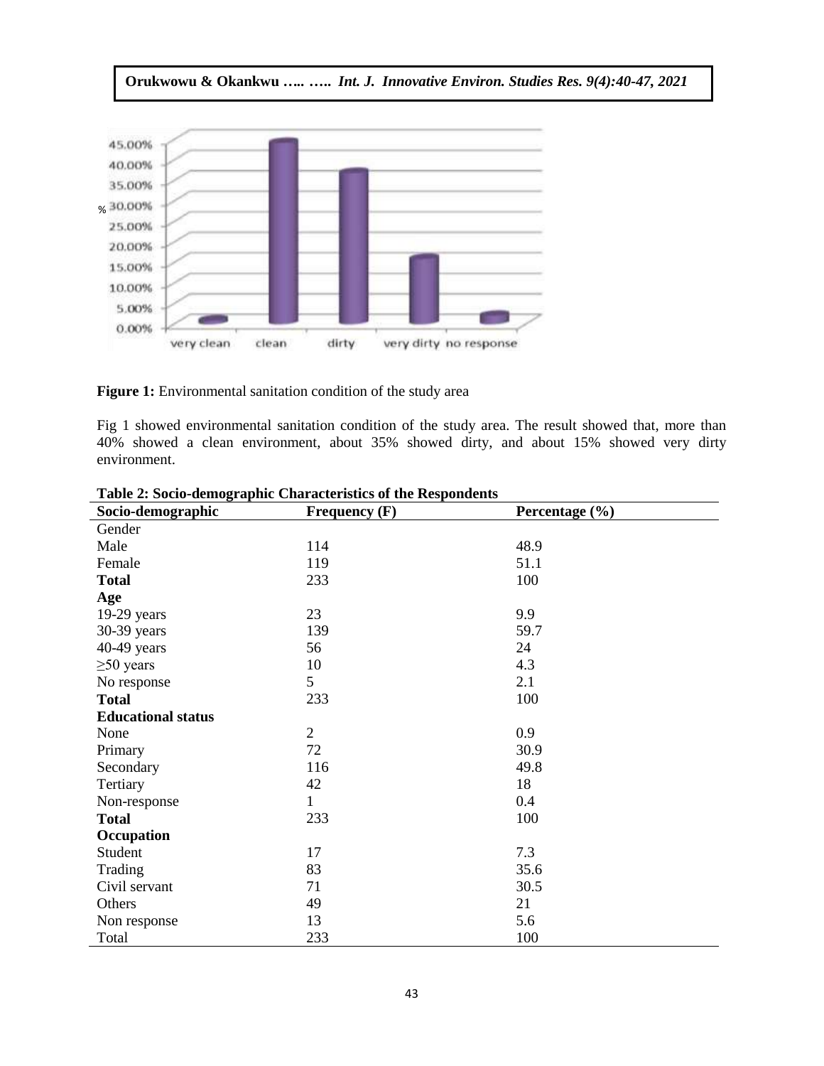**Figure 1:** Environmental sanitation condition of the study area

Fig 1 showed environmental sanitation condition of the study area. The result showed that, more than 40% showed a clean environment, about 35% showed dirty, and about 15% showed very dirty environment.

**Table 2: Socio-demographic Characteristics of the Respondents**

| Socio-demographic | Frequency (F) | Percentage (%) |
|---|---|---|
| Gender | | |
| Male | 114 | 48.9 |
| Female | 119 | 51.1 |
| **Total** | 233 | 100 |
| **Age** | | |
| 19-29 years | 23 | 9.9 |
| 30-39 years | 139 | 59.7 |
| 40-49 years | 56 | 24 |
| ≥50 years | 10 | 4.3 |
| No response | 5 | 2.1 |
| **Total** | 233 | 100 |
| **Educational status** | | |
| None | 2 | 0.9 |
| Primary | 72 | 30.9 |
| Secondary | 116 | 49.8 |
| Tertiary | 42 | 18 |
| Non-response | 1 | 0.4 |
| **Total** | 233 | 100 |
| **Occupation** | | |
| Student | 17 | 7.3 |
| Trading | 83 | 35.6 |
| Civil servant | 71 | 30.5 |
| Others | 49 | 21 |
| Non response | 13 | 5.6 |
| Total | 233 | 100 |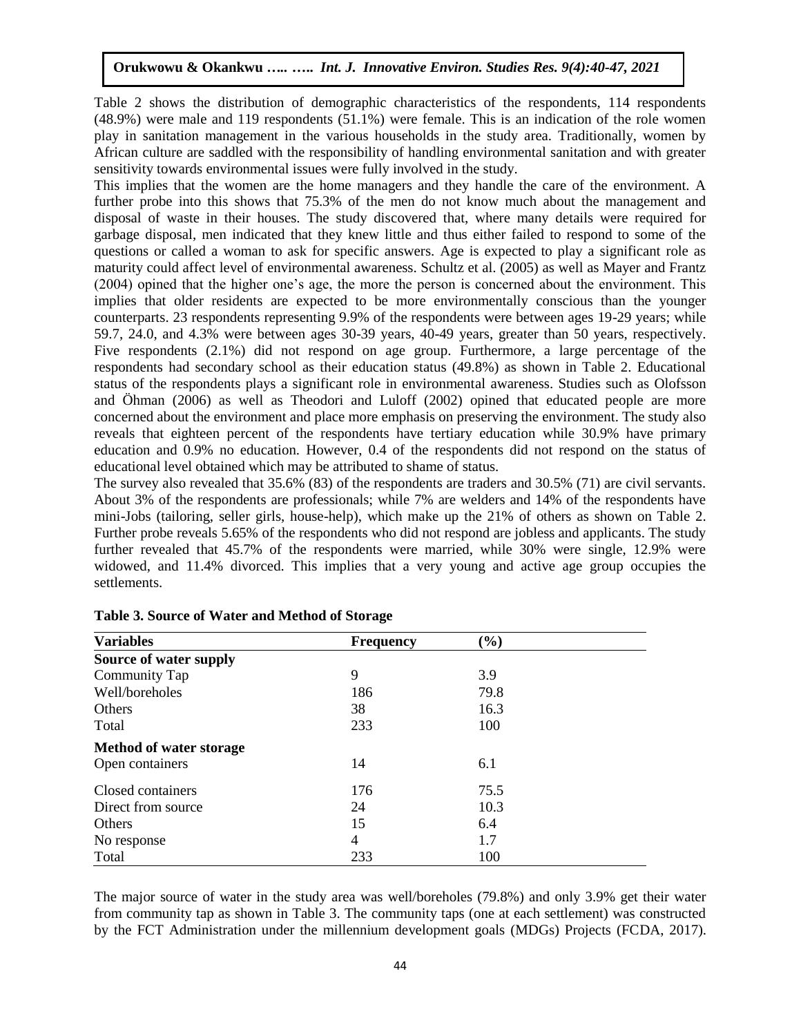Table 2 shows the distribution of demographic characteristics of the respondents, 114 respondents (48.9%) were male and 119 respondents (51.1%) were female. This is an indication of the role women play in sanitation management in the various households in the study area. Traditionally, women by African culture are saddled with the responsibility of handling environmental sanitation and with greater sensitivity towards environmental issues were fully involved in the study.

This implies that the women are the home managers and they handle the care of the environment. A further probe into this shows that 75.3% of the men do not know much about the management and disposal of waste in their houses. The study discovered that, where many details were required for garbage disposal, men indicated that they knew little and thus either failed to respond to some of the questions or called a woman to ask for specific answers. Age is expected to play a significant role as maturity could affect level of environmental awareness. Schultz et al. (2005) as well as Mayer and Frantz (2004) opined that the higher one's age, the more the person is concerned about the environment. This implies that older residents are expected to be more environmentally conscious than the younger counterparts. 23 respondents representing 9.9% of the respondents were between ages 19-29 years; while 59.7, 24.0, and 4.3% were between ages 30-39 years, 40-49 years, greater than 50 years, respectively. Five respondents (2.1%) did not respond on age group. Furthermore, a large percentage of the respondents had secondary school as their education status (49.8%) as shown in Table 2. Educational status of the respondents plays a significant role in environmental awareness. Studies such as Olofsson and Öhman (2006) as well as Theodori and Luloff (2002) opined that educated people are more concerned about the environment and place more emphasis on preserving the environment. The study also reveals that eighteen percent of the respondents have tertiary education while 30.9% have primary education and 0.9% no education. However, 0.4 of the respondents did not respond on the status of educational level obtained which may be attributed to shame of status.

The survey also revealed that 35.6% (83) of the respondents are traders and 30.5% (71) are civil servants. About 3% of the respondents are professionals; while 7% are welders and 14% of the respondents have mini-Jobs (tailoring, seller girls, house-help), which make up the 21% of others as shown on Table 2. Further probe reveals 5.65% of the respondents who did not respond are jobless and applicants. The study further revealed that 45.7% of the respondents were married, while 30% were single, 12.9% were widowed, and 11.4% divorced. This implies that a very young and active age group occupies the settlements.

**Table 3. Source of Water and Method of Storage**

| Variables | Frequency | (%) |
|---|---|---|
| **Source of water supply** | | |
| Community Tap | 9 | 3.9 |
| Well/boreholes | 186 | 79.8 |
| Others | 38 | 16.3 |
| Total | 233 | 100 |
| **Method of water storage** | | |
| Open containers | 14 | 6.1 |
| Closed containers | 176 | 75.5 |
| Direct from source | 24 | 10.3 |
| Others | 15 | 6.4 |
| No response | 4 | 1.7 |
| Total | 233 | 100 |

The major source of water in the study area was well/boreholes (79.8%) and only 3.9% get their water from community tap as shown in Table 3. The community taps (one at each settlement) was constructed by the FCT Administration under the millennium development goals (MDGs) Projects (FCDA, 2017).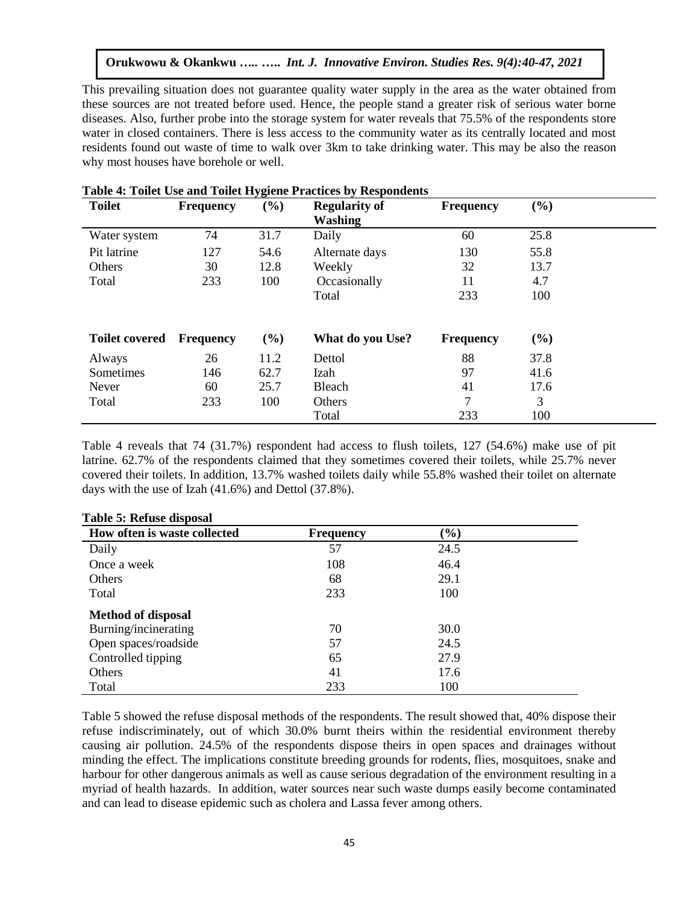This prevailing situation does not guarantee quality water supply in the area as the water obtained from these sources are not treated before used. Hence, the people stand a greater risk of serious water borne diseases. Also, further probe into the storage system for water reveals that 75.5% of the respondents store water in closed containers. There is less access to the community water as its centrally located and most residents found out waste of time to walk over 3km to take drinking water. This may be also the reason why most houses have borehole or well.

**Table 4: Toilet Use and Toilet Hygiene Practices by Respondents**

| Toilet | Frequency | (%) | Regularity of Washing | Frequency | (%) |
|---|---|---|---|---|---|
| Water system | 74 | 31.7 | Daily | 60 | 25.8 |
| Pit latrine | 127 | 54.6 | Alternate days | 130 | 55.8 |
| Others | 30 | 12.8 | Weekly | 32 | 13.7 |
| Total | 233 | 100 | Occasionally | 11 | 4.7 |
| | | | Total | 233 | 100 |
| **Toilet covered** | **Frequency** | **(%)** | **What do you Use?** | **Frequency** | **(%)** |
| Always | 26 | 11.2 | Dettol | 88 | 37.8 |
| Sometimes | 146 | 62.7 | Izah | 97 | 41.6 |
| Never | 60 | 25.7 | Bleach | 41 | 17.6 |
| Total | 233 | 100 | Others | 7 | 3 |
| | | | Total | 233 | 100 |

Table 4 reveals that 74 (31.7%) respondent had access to flush toilets, 127 (54.6%) make use of pit latrine. 62.7% of the respondents claimed that they sometimes covered their toilets, while 25.7% never covered their toilets. In addition, 13.7% washed toilets daily while 55.8% washed their toilet on alternate days with the use of Izah (41.6%) and Dettol (37.8%).

**Table 5: Refuse disposal**

| How often is waste collected | Frequency | (%) |
|---|---|---|
| Daily | 57 | 24.5 |
| Once a week | 108 | 46.4 |
| Others | 68 | 29.1 |
| Total | 233 | 100 |
| **Method of disposal** | | |
| Burning/incinerating | 70 | 30.0 |
| Open spaces/roadside | 57 | 24.5 |
| Controlled tipping | 65 | 27.9 |
| Others | 41 | 17.6 |
| Total | 233 | 100 |

Table 5 showed the refuse disposal methods of the respondents. The result showed that, 40% dispose their refuse indiscriminately, out of which 30.0% burnt theirs within the residential environment thereby causing air pollution. 24.5% of the respondents dispose theirs in open spaces and drainages without minding the effect. The implications constitute breeding grounds for rodents, flies, mosquitoes, snake and harbour for other dangerous animals as well as cause serious degradation of the environment resulting in a myriad of health hazards. In addition, water sources near such waste dumps easily become contaminated and can lead to disease epidemic such as cholera and Lassa fever among others.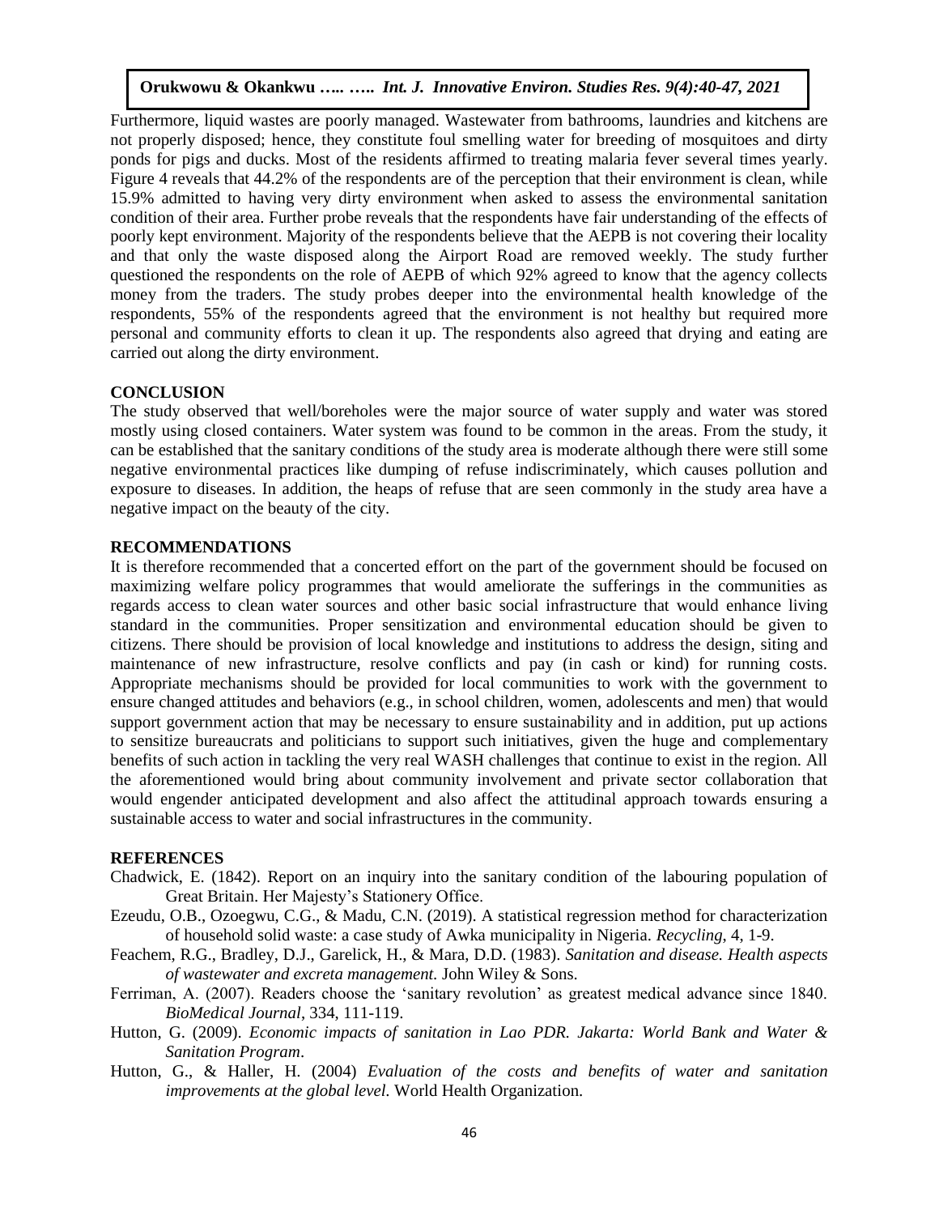Furthermore, liquid wastes are poorly managed. Wastewater from bathrooms, laundries and kitchens are not properly disposed; hence, they constitute foul smelling water for breeding of mosquitoes and dirty ponds for pigs and ducks. Most of the residents affirmed to treating malaria fever several times yearly. Figure 4 reveals that 44.2% of the respondents are of the perception that their environment is clean, while 15.9% admitted to having very dirty environment when asked to assess the environmental sanitation condition of their area. Further probe reveals that the respondents have fair understanding of the effects of poorly kept environment. Majority of the respondents believe that the AEPB is not covering their locality and that only the waste disposed along the Airport Road are removed weekly. The study further questioned the respondents on the role of AEPB of which 92% agreed to know that the agency collects money from the traders. The study probes deeper into the environmental health knowledge of the respondents, 55% of the respondents agreed that the environment is not healthy but required more personal and community efforts to clean it up. The respondents also agreed that drying and eating are carried out along the dirty environment.

## CONCLUSION

The study observed that well/boreholes were the major source of water supply and water was stored mostly using closed containers. Water system was found to be common in the areas. From the study, it can be established that the sanitary conditions of the study area is moderate although there were still some negative environmental practices like dumping of refuse indiscriminately, which causes pollution and exposure to diseases. In addition, the heaps of refuse that are seen commonly in the study area have a negative impact on the beauty of the city.

## RECOMMENDATIONS

It is therefore recommended that a concerted effort on the part of the government should be focused on maximizing welfare policy programmes that would ameliorate the sufferings in the communities as regards access to clean water sources and other basic social infrastructure that would enhance living standard in the communities. Proper sensitization and environmental education should be given to citizens. There should be provision of local knowledge and institutions to address the design, siting and maintenance of new infrastructure, resolve conflicts and pay (in cash or kind) for running costs. Appropriate mechanisms should be provided for local communities to work with the government to ensure changed attitudes and behaviors (e.g., in school children, women, adolescents and men) that would support government action that may be necessary to ensure sustainability and in addition, put up actions to sensitize bureaucrats and politicians to support such initiatives, given the huge and complementary benefits of such action in tackling the very real WASH challenges that continue to exist in the region. All the aforementioned would bring about community involvement and private sector collaboration that would engender anticipated development and also affect the attitudinal approach towards ensuring a sustainable access to water and social infrastructures in the community.

## REFERENCES

Chadwick, E. (1842). Report on an inquiry into the sanitary condition of the labouring population of Great Britain. Her Majesty's Stationery Office.

Ezeudu, O.B., Ozoegwu, C.G., & Madu, C.N. (2019). A statistical regression method for characterization of household solid waste: a case study of Awka municipality in Nigeria. *Recycling*, 4, 1-9.

Feachem, R.G., Bradley, D.J., Garelick, H., & Mara, D.D. (1983). *Sanitation and disease. Health aspects of wastewater and excreta management.* John Wiley & Sons.

Ferriman, A. (2007). Readers choose the 'sanitary revolution' as greatest medical advance since 1840. *BioMedical Journal*, 334, 111-119.

Hutton, G. (2009). *Economic impacts of sanitation in Lao PDR. Jakarta: World Bank and Water & Sanitation Program*.

Hutton, G., & Haller, H. (2004) *Evaluation of the costs and benefits of water and sanitation improvements at the global level.* World Health Organization.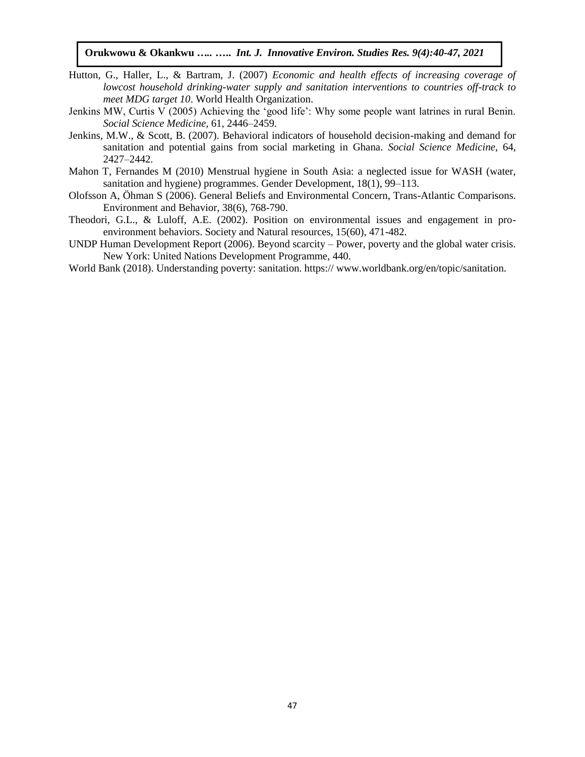Hutton, G., Haller, L., & Bartram, J. (2007) *Economic and health effects of increasing coverage of lowcost household drinking-water supply and sanitation interventions to countries off-track to meet MDG target 10*. World Health Organization.

Jenkins MW, Curtis V (2005) Achieving the 'good life': Why some people want latrines in rural Benin. *Social Science Medicine,* 61, 2446–2459.

Jenkins, M.W., & Scott, B. (2007). Behavioral indicators of household decision-making and demand for sanitation and potential gains from social marketing in Ghana. *Social Science Medicine*, 64, 2427–2442.

Mahon T, Fernandes M (2010) Menstrual hygiene in South Asia: a neglected issue for WASH (water, sanitation and hygiene) programmes. Gender Development, 18(1), 99–113.

Olofsson A, Öhman S (2006). General Beliefs and Environmental Concern, Trans-Atlantic Comparisons. Environment and Behavior, 38(6), 768-790.

Theodori, G.L., & Luloff, A.E. (2002). Position on environmental issues and engagement in pro-environment behaviors. Society and Natural resources, 15(60), 471-482.

UNDP Human Development Report (2006). Beyond scarcity – Power, poverty and the global water crisis. New York: United Nations Development Programme, 440.

World Bank (2018). Understanding poverty: sanitation. https:// www.worldbank.org/en/topic/sanitation.